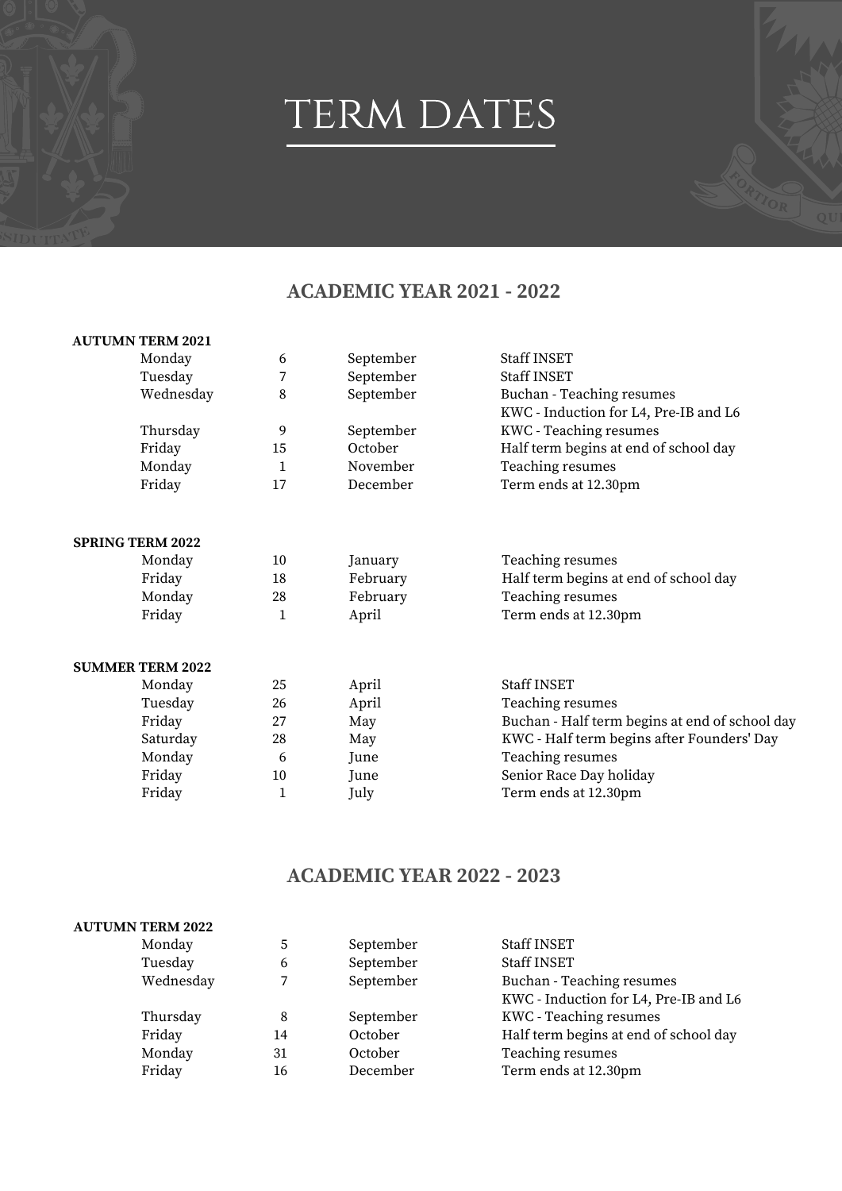# TERM DATES

## ACADEMIC YEAR 2021 - 2022

**AUTUMN TERM 2021**

| | | | |
|---|---|---|---|
| Monday | 6 | September | Staff INSET |
| Tuesday | 7 | September | Staff INSET |
| Wednesday | 8 | September | Buchan - Teaching resumes<br>KWC - Induction for L4, Pre-IB and L6 |
| Thursday | 9 | September | KWC - Teaching resumes |
| Friday | 15 | October | Half term begins at end of school day |
| Monday | 1 | November | Teaching resumes |
| Friday | 17 | December | Term ends at 12.30pm |

**SPRING TERM 2022**

| | | | |
|---|---|---|---|
| Monday | 10 | January | Teaching resumes |
| Friday | 18 | February | Half term begins at end of school day |
| Monday | 28 | February | Teaching resumes |
| Friday | 1 | April | Term ends at 12.30pm |

**SUMMER TERM 2022**

| | | | |
|---|---|---|---|
| Monday | 25 | April | Staff INSET |
| Tuesday | 26 | April | Teaching resumes |
| Friday | 27 | May | Buchan - Half term begins at end of school day |
| Saturday | 28 | May | KWC - Half term begins after Founders' Day |
| Monday | 6 | June | Teaching resumes |
| Friday | 10 | June | Senior Race Day holiday |
| Friday | 1 | July | Term ends at 12.30pm |

## ACADEMIC YEAR 2022 - 2023

**AUTUMN TERM 2022**

| | | | |
|---|---|---|---|
| Monday | 5 | September | Staff INSET |
| Tuesday | 6 | September | Staff INSET |
| Wednesday | 7 | September | Buchan - Teaching resumes<br>KWC - Induction for L4, Pre-IB and L6 |
| Thursday | 8 | September | KWC - Teaching resumes |
| Friday | 14 | October | Half term begins at end of school day |
| Monday | 31 | October | Teaching resumes |
| Friday | 16 | December | Term ends at 12.30pm |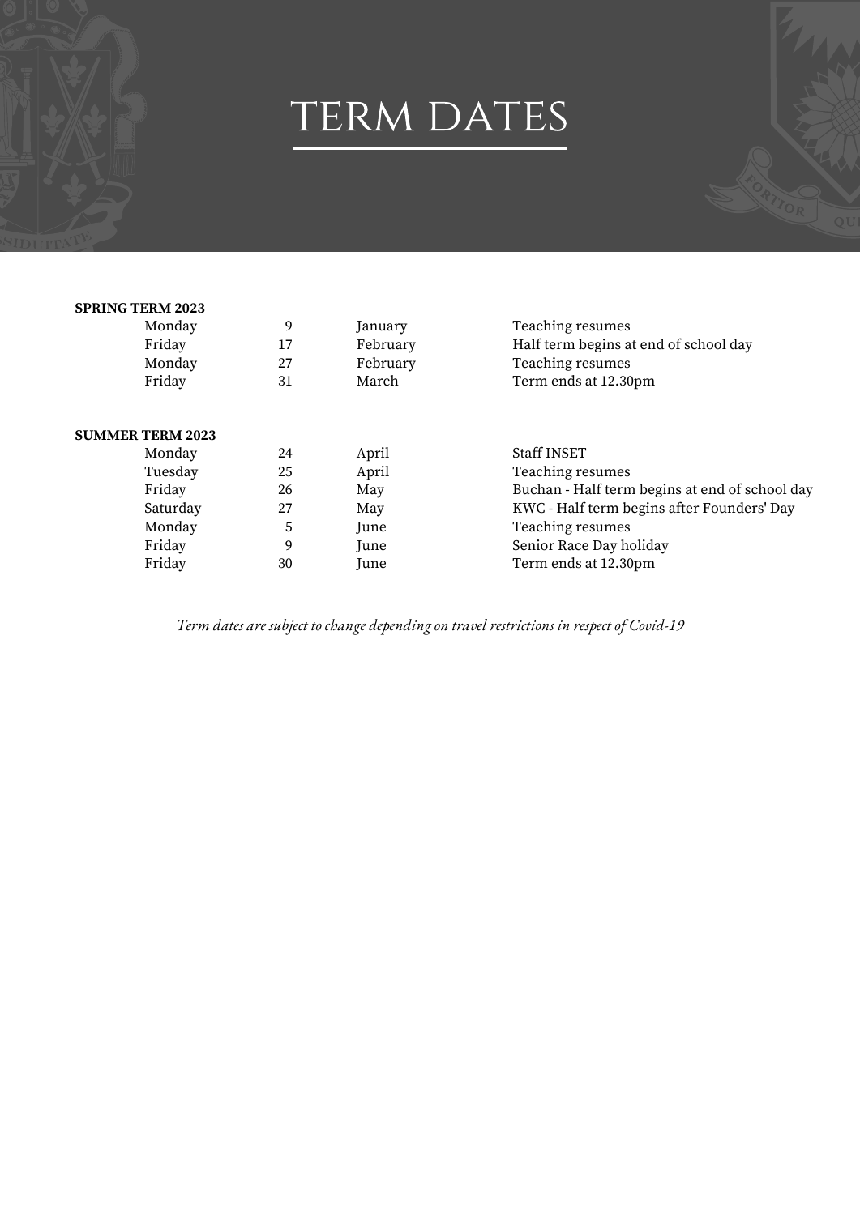# TERM DATES

**SPRING TERM 2023**

| | | | |
|---|---|---|---|
| Monday | 9 | January | Teaching resumes |
| Friday | 17 | February | Half term begins at end of school day |
| Monday | 27 | February | Teaching resumes |
| Friday | 31 | March | Term ends at 12.30pm |

**SUMMER TERM 2023**

| | | | |
|---|---|---|---|
| Monday | 24 | April | Staff INSET |
| Tuesday | 25 | April | Teaching resumes |
| Friday | 26 | May | Buchan - Half term begins at end of school day |
| Saturday | 27 | May | KWC - Half term begins after Founders' Day |
| Monday | 5 | June | Teaching resumes |
| Friday | 9 | June | Senior Race Day holiday |
| Friday | 30 | June | Term ends at 12.30pm |

*Term dates are subject to change depending on travel restrictions in respect of Covid-19*